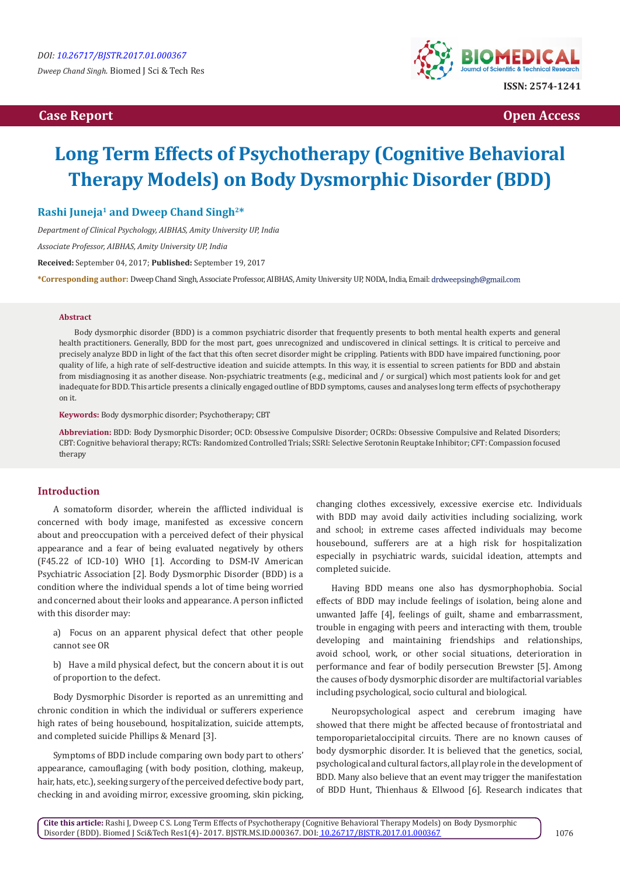DOI: 10.26717/BJSTR.2017.01.000367

*Dweep Chand Singh.* Biomed J Sci & Tech Res

ISSN: 2574-1241

**Case Report** **Open Access**

# Long Term Effects of Psychotherapy (Cognitive Behavioral Therapy Models) on Body Dysmorphic Disorder (BDD)

**Rashi Juneja[1] and Dweep Chand Singh[2]***

*Department of Clinical Psychology, AIBHAS, Amity University UP, India*

*Associate Professor, AIBHAS, Amity University UP, India*

**Received:** September 04, 2017; **Published:** September 19, 2017

***Corresponding author:** Dweep Chand Singh, Associate Professor, AIBHAS, Amity University UP, NODA, India, Email: drdweepsingh@gmail.com

### Abstract

Body dysmorphic disorder (BDD) is a common psychiatric disorder that frequently presents to both mental health experts and general health practitioners. Generally, BDD for the most part, goes unrecognized and undiscovered in clinical settings. It is critical to perceive and precisely analyze BDD in light of the fact that this often secret disorder might be crippling. Patients with BDD have impaired functioning, poor quality of life, a high rate of self-destructive ideation and suicide attempts. In this way, it is essential to screen patients for BDD and abstain from misdiagnosing it as another disease. Non-psychiatric treatments (e.g., medicinal and / or surgical) which most patients look for and get inadequate for BDD. This article presents a clinically engaged outline of BDD symptoms, causes and analyses long term effects of psychotherapy on it.

**Keywords:** Body dysmorphic disorder; Psychotherapy; CBT

**Abbreviation:** BDD: Body Dysmorphic Disorder; OCD: Obsessive Compulsive Disorder; OCRDs: Obsessive Compulsive and Related Disorders; CBT: Cognitive behavioral therapy; RCTs: Randomized Controlled Trials; SSRI: Selective Serotonin Reuptake Inhibitor; CFT: Compassion focused therapy

## Introduction

A somatoform disorder, wherein the afflicted individual is concerned with body image, manifested as excessive concern about and preoccupation with a perceived defect of their physical appearance and a fear of being evaluated negatively by others (F45.22 of ICD-10) WHO [1]. According to DSM-IV American Psychiatric Association [2]. Body Dysmorphic Disorder (BDD) is a condition where the individual spends a lot of time being worried and concerned about their looks and appearance. A person inflicted with this disorder may:

a) Focus on an apparent physical defect that other people cannot see OR

b) Have a mild physical defect, but the concern about it is out of proportion to the defect.

Body Dysmorphic Disorder is reported as an unremitting and chronic condition in which the individual or sufferers experience high rates of being housebound, hospitalization, suicide attempts, and completed suicide Phillips & Menard [3].

Symptoms of BDD include comparing own body part to others' appearance, camouflaging (with body position, clothing, makeup, hair, hats, etc.), seeking surgery of the perceived defective body part, checking in and avoiding mirror, excessive grooming, skin picking, changing clothes excessively, excessive exercise etc. Individuals with BDD may avoid daily activities including socializing, work and school; in extreme cases affected individuals may become housebound, sufferers are at a high risk for hospitalization especially in psychiatric wards, suicidal ideation, attempts and completed suicide.

Having BDD means one also has dysmorphophobia. Social effects of BDD may include feelings of isolation, being alone and unwanted Jaffe [4], feelings of guilt, shame and embarrassment, trouble in engaging with peers and interacting with them, trouble developing and maintaining friendships and relationships, avoid school, work, or other social situations, deterioration in performance and fear of bodily persecution Brewster [5]. Among the causes of body dysmorphic disorder are multifactorial variables including psychological, socio cultural and biological.

Neuropsychological aspect and cerebrum imaging have showed that there might be affected because of frontostriatal and temporoparietaloccipital circuits. There are no known causes of body dysmorphic disorder. It is believed that the genetics, social, psychological and cultural factors, all play role in the development of BDD. Many also believe that an event may trigger the manifestation of BDD Hunt, Thienhaus & Ellwood [6]. Research indicates that

**Cite this article:** Rashi J, Dweep C S. Long Term Effects of Psychotherapy (Cognitive Behavioral Therapy Models) on Body Dysmorphic Disorder (BDD). Biomed J Sci&Tech Res1(4)- 2017. BJSTR.MS.ID.000367. DOI: 10.26717/BJSTR.2017.01.000367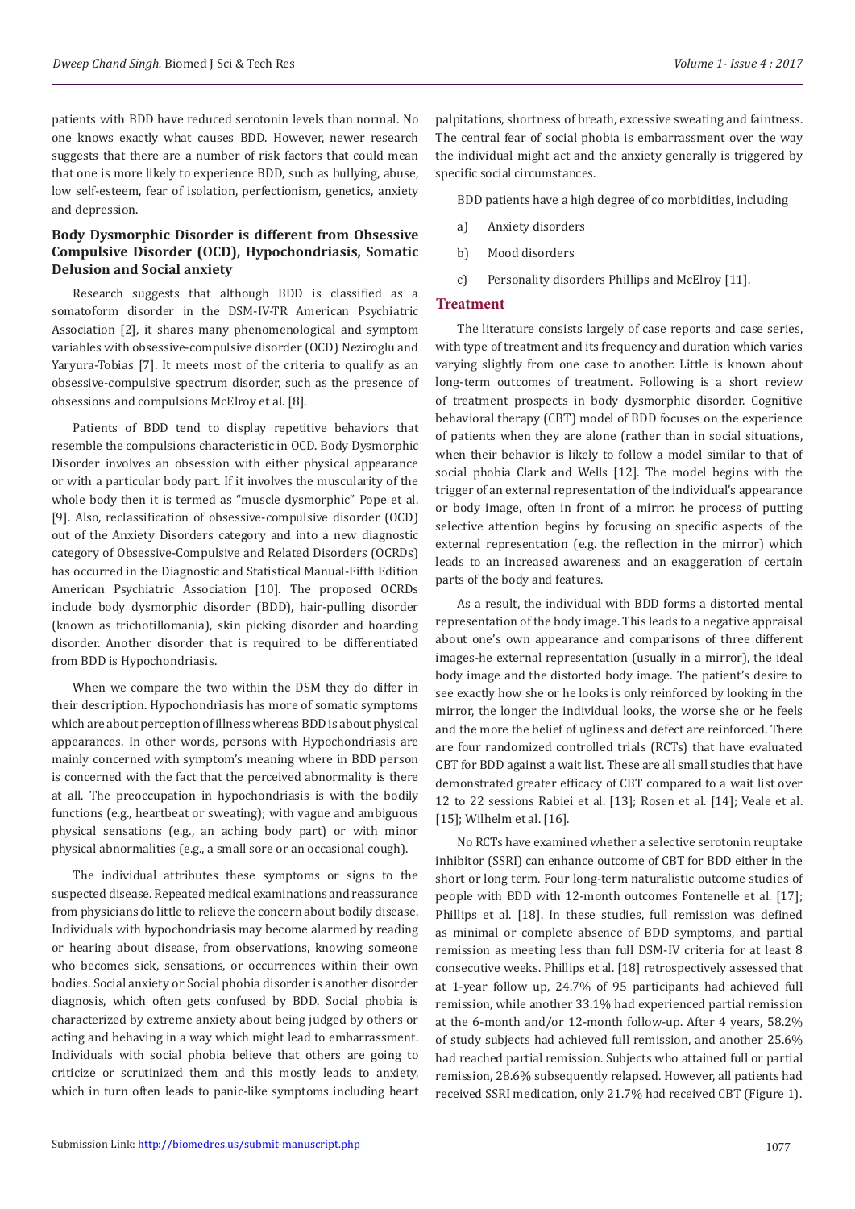patients with BDD have reduced serotonin levels than normal. No one knows exactly what causes BDD. However, newer research suggests that there are a number of risk factors that could mean that one is more likely to experience BDD, such as bullying, abuse, low self-esteem, fear of isolation, perfectionism, genetics, anxiety and depression.

### Body Dysmorphic Disorder is different from Obsessive Compulsive Disorder (OCD), Hypochondriasis, Somatic Delusion and Social anxiety

Research suggests that although BDD is classified as a somatoform disorder in the DSM-IV-TR American Psychiatric Association [2], it shares many phenomenological and symptom variables with obsessive-compulsive disorder (OCD) Neziroglu and Yaryura-Tobias [7]. It meets most of the criteria to qualify as an obsessive-compulsive spectrum disorder, such as the presence of obsessions and compulsions McElroy et al. [8].

Patients of BDD tend to display repetitive behaviors that resemble the compulsions characteristic in OCD. Body Dysmorphic Disorder involves an obsession with either physical appearance or with a particular body part. If it involves the muscularity of the whole body then it is termed as "muscle dysmorphic" Pope et al. [9]. Also, reclassification of obsessive-compulsive disorder (OCD) out of the Anxiety Disorders category and into a new diagnostic category of Obsessive-Compulsive and Related Disorders (OCRDs) has occurred in the Diagnostic and Statistical Manual-Fifth Edition American Psychiatric Association [10]. The proposed OCRDs include body dysmorphic disorder (BDD), hair-pulling disorder (known as trichotillomania), skin picking disorder and hoarding disorder. Another disorder that is required to be differentiated from BDD is Hypochondriasis.

When we compare the two within the DSM they do differ in their description. Hypochondriasis has more of somatic symptoms which are about perception of illness whereas BDD is about physical appearances. In other words, persons with Hypochondriasis are mainly concerned with symptom's meaning where in BDD person is concerned with the fact that the perceived abnormality is there at all. The preoccupation in hypochondriasis is with the bodily functions (e.g., heartbeat or sweating); with vague and ambiguous physical sensations (e.g., an aching body part) or with minor physical abnormalities (e.g., a small sore or an occasional cough).

The individual attributes these symptoms or signs to the suspected disease. Repeated medical examinations and reassurance from physicians do little to relieve the concern about bodily disease. Individuals with hypochondriasis may become alarmed by reading or hearing about disease, from observations, knowing someone who becomes sick, sensations, or occurrences within their own bodies. Social anxiety or Social phobia disorder is another disorder diagnosis, which often gets confused by BDD. Social phobia is characterized by extreme anxiety about being judged by others or acting and behaving in a way which might lead to embarrassment. Individuals with social phobia believe that others are going to criticize or scrutinized them and this mostly leads to anxiety, which in turn often leads to panic-like symptoms including heart palpitations, shortness of breath, excessive sweating and faintness. The central fear of social phobia is embarrassment over the way the individual might act and the anxiety generally is triggered by specific social circumstances.

BDD patients have a high degree of co morbidities, including

a) Anxiety disorders

b) Mood disorders

c) Personality disorders Phillips and McElroy [11].

## Treatment

The literature consists largely of case reports and case series, with type of treatment and its frequency and duration which varies varying slightly from one case to another. Little is known about long-term outcomes of treatment. Following is a short review of treatment prospects in body dysmorphic disorder. Cognitive behavioral therapy (CBT) model of BDD focuses on the experience of patients when they are alone (rather than in social situations, when their behavior is likely to follow a model similar to that of social phobia Clark and Wells [12]. The model begins with the trigger of an external representation of the individual's appearance or body image, often in front of a mirror. he process of putting selective attention begins by focusing on specific aspects of the external representation (e.g. the reflection in the mirror) which leads to an increased awareness and an exaggeration of certain parts of the body and features.

As a result, the individual with BDD forms a distorted mental representation of the body image. This leads to a negative appraisal about one's own appearance and comparisons of three different images-he external representation (usually in a mirror), the ideal body image and the distorted body image. The patient's desire to see exactly how she or he looks is only reinforced by looking in the mirror, the longer the individual looks, the worse she or he feels and the more the belief of ugliness and defect are reinforced. There are four randomized controlled trials (RCTs) that have evaluated CBT for BDD against a wait list. These are all small studies that have demonstrated greater efficacy of CBT compared to a wait list over 12 to 22 sessions Rabiei et al. [13]; Rosen et al. [14]; Veale et al. [15]; Wilhelm et al. [16].

No RCTs have examined whether a selective serotonin reuptake inhibitor (SSRI) can enhance outcome of CBT for BDD either in the short or long term. Four long-term naturalistic outcome studies of people with BDD with 12-month outcomes Fontenelle et al. [17]; Phillips et al. [18]. In these studies, full remission was defined as minimal or complete absence of BDD symptoms, and partial remission as meeting less than full DSM-IV criteria for at least 8 consecutive weeks. Phillips et al. [18] retrospectively assessed that at 1-year follow up, 24.7% of 95 participants had achieved full remission, while another 33.1% had experienced partial remission at the 6-month and/or 12-month follow-up. After 4 years, 58.2% of study subjects had achieved full remission, and another 25.6% had reached partial remission. Subjects who attained full or partial remission, 28.6% subsequently relapsed. However, all patients had received SSRI medication, only 21.7% had received CBT (Figure 1).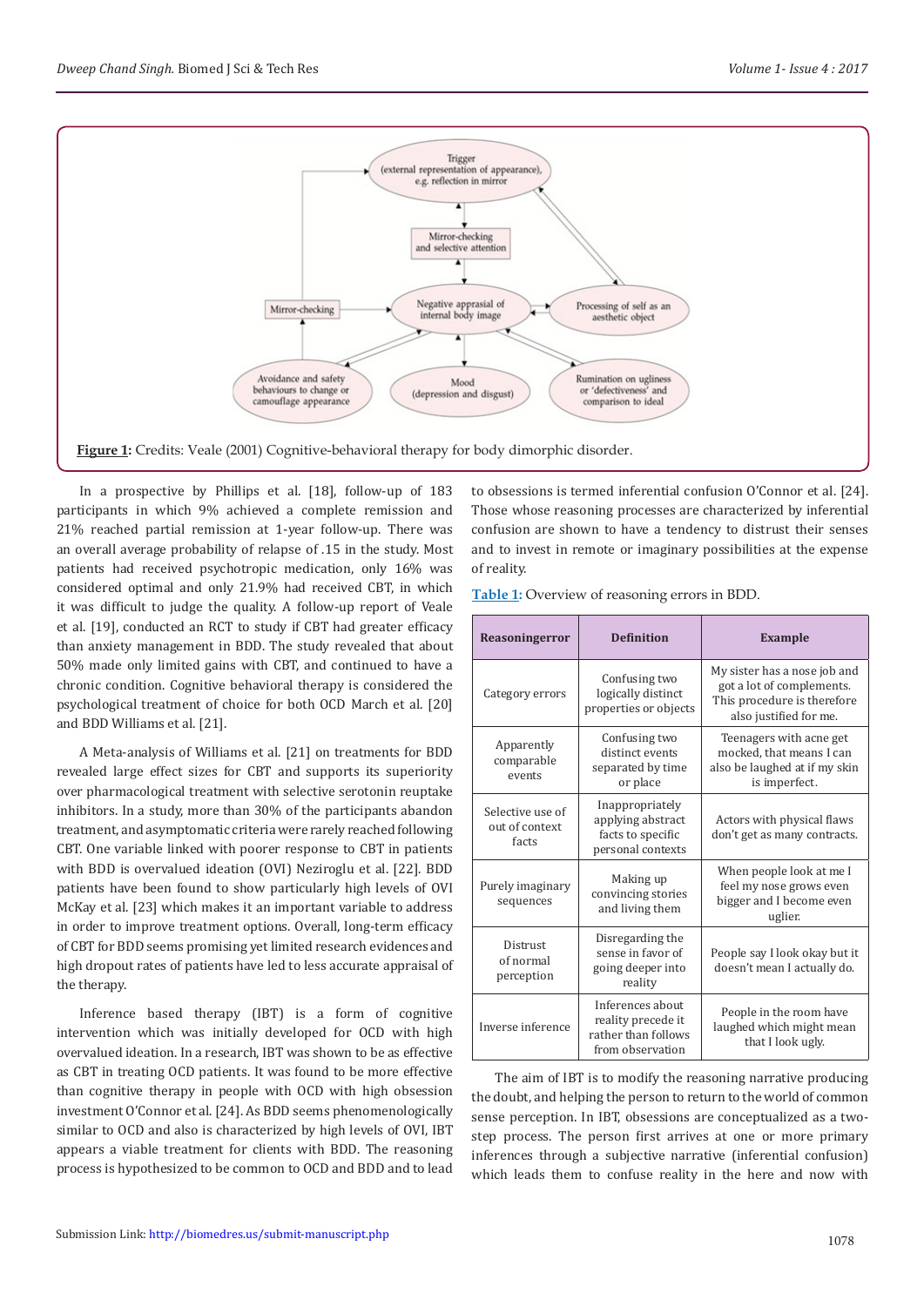**Figure 1:** Credits: Veale (2001) Cognitive-behavioral therapy for body dimorphic disorder.

In a prospective by Phillips et al. [18], follow-up of 183 participants in which 9% achieved a complete remission and 21% reached partial remission at 1-year follow-up. There was an overall average probability of relapse of .15 in the study. Most patients had received psychotropic medication, only 16% was considered optimal and only 21.9% had received CBT, in which it was difficult to judge the quality. A follow-up report of Veale et al. [19], conducted an RCT to study if CBT had greater efficacy than anxiety management in BDD. The study revealed that about 50% made only limited gains with CBT, and continued to have a chronic condition. Cognitive behavioral therapy is considered the psychological treatment of choice for both OCD March et al. [20] and BDD Williams et al. [21].

A Meta-analysis of Williams et al. [21] on treatments for BDD revealed large effect sizes for CBT and supports its superiority over pharmacological treatment with selective serotonin reuptake inhibitors. In a study, more than 30% of the participants abandon treatment, and asymptomatic criteria were rarely reached following CBT. One variable linked with poorer response to CBT in patients with BDD is overvalued ideation (OVI) Neziroglu et al. [22]. BDD patients have been found to show particularly high levels of OVI McKay et al. [23] which makes it an important variable to address in order to improve treatment options. Overall, long-term efficacy of CBT for BDD seems promising yet limited research evidences and high dropout rates of patients have led to less accurate appraisal of the therapy.

Inference based therapy (IBT) is a form of cognitive intervention which was initially developed for OCD with high overvalued ideation. In a research, IBT was shown to be as effective as CBT in treating OCD patients. It was found to be more effective than cognitive therapy in people with OCD with high obsession investment O'Connor et al. [24]. As BDD seems phenomenologically similar to OCD and also is characterized by high levels of OVI, IBT appears a viable treatment for clients with BDD. The reasoning process is hypothesized to be common to OCD and BDD and to lead to obsessions is termed inferential confusion O'Connor et al. [24]. Those whose reasoning processes are characterized by inferential confusion are shown to have a tendency to distrust their senses and to invest in remote or imaginary possibilities at the expense of reality.

**Table 1:** Overview of reasoning errors in BDD.

| Reasoningerror | Definition | Example |
|---|---|---|
| Category errors | Confusing two logically distinct properties or objects | My sister has a nose job and got a lot of complements. This procedure is therefore also justified for me. |
| Apparently comparable events | Confusing two distinct events separated by time or place | Teenagers with acne get mocked, that means I can also be laughed at if my skin is imperfect. |
| Selective use of out of context facts | Inappropriately applying abstract facts to specific personal contexts | Actors with physical flaws don't get as many contracts. |
| Purely imaginary sequences | Making up convincing stories and living them | When people look at me I feel my nose grows even bigger and I become even uglier. |
| Distrust of normal perception | Disregarding the sense in favor of going deeper into reality | People say I look okay but it doesn't mean I actually do. |
| Inverse inference | Inferences about reality precede it rather than follows from observation | People in the room have laughed which might mean that I look ugly. |

The aim of IBT is to modify the reasoning narrative producing the doubt, and helping the person to return to the world of common sense perception. In IBT, obsessions are conceptualized as a two-step process. The person first arrives at one or more primary inferences through a subjective narrative (inferential confusion) which leads them to confuse reality in the here and now with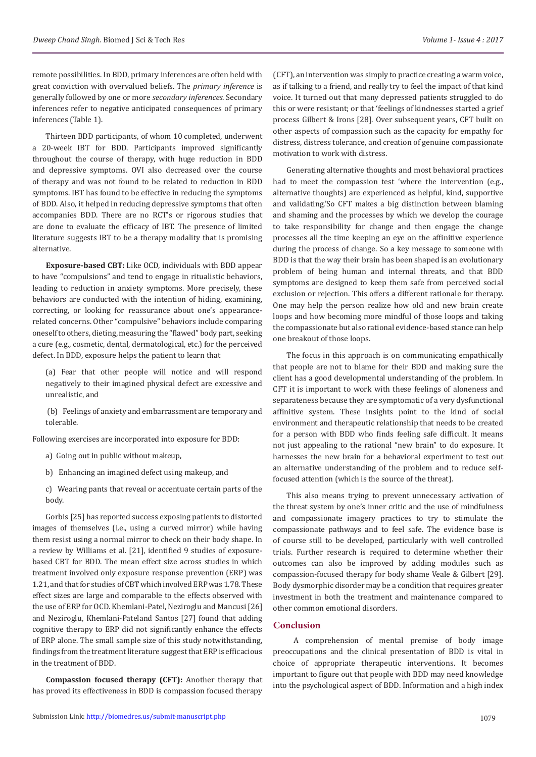remote possibilities. In BDD, primary inferences are often held with great conviction with overvalued beliefs. The *primary inference* is generally followed by one or more *secondary inferences*. Secondary inferences refer to negative anticipated consequences of primary inferences (Table 1).

Thirteen BDD participants, of whom 10 completed, underwent a 20-week IBT for BDD. Participants improved significantly throughout the course of therapy, with huge reduction in BDD and depressive symptoms. OVI also decreased over the course of therapy and was not found to be related to reduction in BDD symptoms. IBT has found to be effective in reducing the symptoms of BDD. Also, it helped in reducing depressive symptoms that often accompanies BDD. There are no RCT's or rigorous studies that are done to evaluate the efficacy of IBT. The presence of limited literature suggests IBT to be a therapy modality that is promising alternative.

**Exposure-based CBT:** Like OCD, individuals with BDD appear to have "compulsions" and tend to engage in ritualistic behaviors, leading to reduction in anxiety symptoms. More precisely, these behaviors are conducted with the intention of hiding, examining, correcting, or looking for reassurance about one's appearance-related concerns. Other "compulsive" behaviors include comparing oneself to others, dieting, measuring the "flawed" body part, seeking a cure (e.g., cosmetic, dental, dermatological, etc.) for the perceived defect. In BDD, exposure helps the patient to learn that

(a) Fear that other people will notice and will respond negatively to their imagined physical defect are excessive and unrealistic, and

(b) Feelings of anxiety and embarrassment are temporary and tolerable.

Following exercises are incorporated into exposure for BDD:

a) Going out in public without makeup,

b) Enhancing an imagined defect using makeup, and

c) Wearing pants that reveal or accentuate certain parts of the body.

Gorbis [25] has reported success exposing patients to distorted images of themselves (i.e., using a curved mirror) while having them resist using a normal mirror to check on their body shape. In a review by Williams et al. [21], identified 9 studies of exposure-based CBT for BDD. The mean effect size across studies in which treatment involved only exposure response prevention (ERP) was 1.21, and that for studies of CBT which involved ERP was 1.78. These effect sizes are large and comparable to the effects observed with the use of ERP for OCD. Khemlani-Patel, Neziroglu and Mancusi [26] and Neziroglu, Khemlani-Pateland Santos [27] found that adding cognitive therapy to ERP did not significantly enhance the effects of ERP alone. The small sample size of this study notwithstanding, findings from the treatment literature suggest that ERP is efficacious in the treatment of BDD.

**Compassion focused therapy (CFT):** Another therapy that has proved its effectiveness in BDD is compassion focused therapy (CFT), an intervention was simply to practice creating a warm voice, as if talking to a friend, and really try to feel the impact of that kind voice. It turned out that many depressed patients struggled to do this or were resistant; or that 'feelings of kindnesses started a grief process Gilbert & Irons [28]. Over subsequent years, CFT built on other aspects of compassion such as the capacity for empathy for distress, distress tolerance, and creation of genuine compassionate motivation to work with distress.

Generating alternative thoughts and most behavioral practices had to meet the compassion test 'where the intervention (e.g., alternative thoughts) are experienced as helpful, kind, supportive and validating.'So CFT makes a big distinction between blaming and shaming and the processes by which we develop the courage to take responsibility for change and then engage the change processes all the time keeping an eye on the affinitive experience during the process of change. So a key message to someone with BDD is that the way their brain has been shaped is an evolutionary problem of being human and internal threats, and that BDD symptoms are designed to keep them safe from perceived social exclusion or rejection. This offers a different rationale for therapy. One may help the person realize how old and new brain create loops and how becoming more mindful of those loops and taking the compassionate but also rational evidence-based stance can help one breakout of those loops.

The focus in this approach is on communicating empathically that people are not to blame for their BDD and making sure the client has a good developmental understanding of the problem. In CFT it is important to work with these feelings of aloneness and separateness because they are symptomatic of a very dysfunctional affinitive system. These insights point to the kind of social environment and therapeutic relationship that needs to be created for a person with BDD who finds feeling safe difficult. It means not just appealing to the rational "new brain" to do exposure. It harnesses the new brain for a behavioral experiment to test out an alternative understanding of the problem and to reduce self-focused attention (which is the source of the threat).

This also means trying to prevent unnecessary activation of the threat system by one's inner critic and the use of mindfulness and compassionate imagery practices to try to stimulate the compassionate pathways and to feel safe. The evidence base is of course still to be developed, particularly with well controlled trials. Further research is required to determine whether their outcomes can also be improved by adding modules such as compassion-focused therapy for body shame Veale & Gilbert [29]. Body dysmorphic disorder may be a condition that requires greater investment in both the treatment and maintenance compared to other common emotional disorders.

## Conclusion

A comprehension of mental premise of body image preoccupations and the clinical presentation of BDD is vital in choice of appropriate therapeutic interventions. It becomes important to figure out that people with BDD may need knowledge into the psychological aspect of BDD. Information and a high index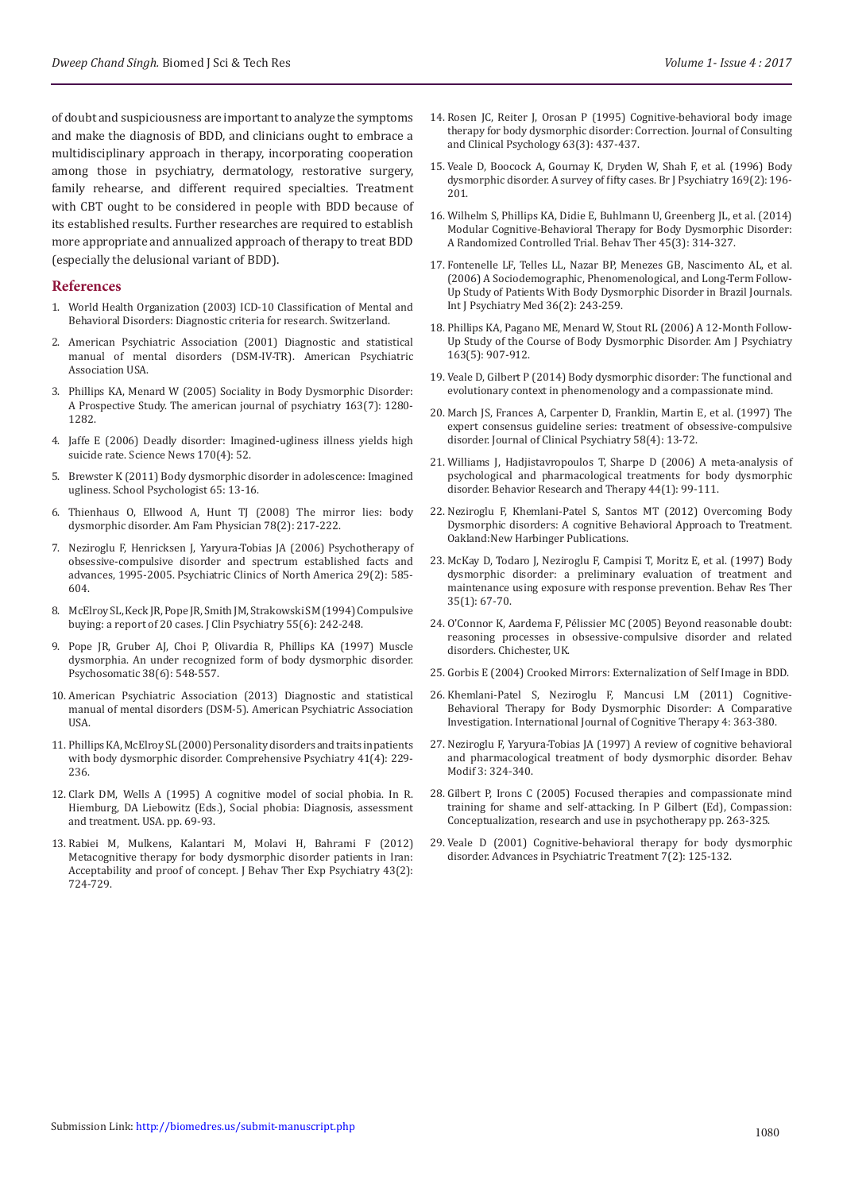of doubt and suspiciousness are important to analyze the symptoms and make the diagnosis of BDD, and clinicians ought to embrace a multidisciplinary approach in therapy, incorporating cooperation among those in psychiatry, dermatology, restorative surgery, family rehearse, and different required specialties. Treatment with CBT ought to be considered in people with BDD because of its established results. Further researches are required to establish more appropriate and annualized approach of therapy to treat BDD (especially the delusional variant of BDD).

## References

1. World Health Organization (2003) ICD-10 Classification of Mental and Behavioral Disorders: Diagnostic criteria for research. Switzerland.
2. American Psychiatric Association (2001) Diagnostic and statistical manual of mental disorders (DSM-IV-TR). American Psychiatric Association USA.
3. Phillips KA, Menard W (2005) Sociality in Body Dysmorphic Disorder: A Prospective Study. The american journal of psychiatry 163(7): 1280-1282.
4. Jaffe E (2006) Deadly disorder: Imagined-ugliness illness yields high suicide rate. Science News 170(4): 52.
5. Brewster K (2011) Body dysmorphic disorder in adolescence: Imagined ugliness. School Psychologist 65: 13-16.
6. Thienhaus O, Ellwood A, Hunt TJ (2008) The mirror lies: body dysmorphic disorder. Am Fam Physician 78(2): 217-222.
7. Neziroglu F, Henricksen J, Yaryura-Tobias JA (2006) Psychotherapy of obsessive-compulsive disorder and spectrum established facts and advances, 1995-2005. Psychiatric Clinics of North America 29(2): 585-604.
8. McElroy SL, Keck JR, Pope JR, Smith JM, Strakowski SM (1994) Compulsive buying: a report of 20 cases. J Clin Psychiatry 55(6): 242-248.
9. Pope JR, Gruber AJ, Choi P, Olivardia R, Phillips KA (1997) Muscle dysmorphia. An under recognized form of body dysmorphic disorder. Psychosomatic 38(6): 548-557.
10. American Psychiatric Association (2013) Diagnostic and statistical manual of mental disorders (DSM-5). American Psychiatric Association USA.
11. Phillips KA, McElroy SL (2000) Personality disorders and traits in patients with body dysmorphic disorder. Comprehensive Psychiatry 41(4): 229-236.
12. Clark DM, Wells A (1995) A cognitive model of social phobia. In R. Hiemburg, DA Liebowitz (Eds.), Social phobia: Diagnosis, assessment and treatment. USA. pp. 69-93.
13. Rabiei M, Mulkens, Kalantari M, Molavi H, Bahrami F (2012) Metacognitive therapy for body dysmorphic disorder patients in Iran: Acceptability and proof of concept. J Behav Ther Exp Psychiatry 43(2): 724-729.
14. Rosen JC, Reiter J, Orosan P (1995) Cognitive-behavioral body image therapy for body dysmorphic disorder: Correction. Journal of Consulting and Clinical Psychology 63(3): 437-437.
15. Veale D, Boocock A, Gournay K, Dryden W, Shah F, et al. (1996) Body dysmorphic disorder. A survey of fifty cases. Br J Psychiatry 169(2): 196-201.
16. Wilhelm S, Phillips KA, Didie E, Buhlmann U, Greenberg JL, et al. (2014) Modular Cognitive-Behavioral Therapy for Body Dysmorphic Disorder: A Randomized Controlled Trial. Behav Ther 45(3): 314-327.
17. Fontenelle LF, Telles LL, Nazar BP, Menezes GB, Nascimento AL, et al. (2006) A Sociodemographic, Phenomenological, and Long-Term Follow-Up Study of Patients With Body Dysmorphic Disorder in Brazil Journals. Int J Psychiatry Med 36(2): 243-259.
18. Phillips KA, Pagano ME, Menard W, Stout RL (2006) A 12-Month Follow-Up Study of the Course of Body Dysmorphic Disorder. Am J Psychiatry 163(5): 907-912.
19. Veale D, Gilbert P (2014) Body dysmorphic disorder: The functional and evolutionary context in phenomenology and a compassionate mind.
20. March JS, Frances A, Carpenter D, Franklin, Martin E, et al. (1997) The expert consensus guideline series: treatment of obsessive-compulsive disorder. Journal of Clinical Psychiatry 58(4): 13-72.
21. Williams J, Hadjistavropoulos T, Sharpe D (2006) A meta-analysis of psychological and pharmacological treatments for body dysmorphic disorder. Behavior Research and Therapy 44(1): 99-111.
22. Neziroglu F, Khemlani-Patel S, Santos MT (2012) Overcoming Body Dysmorphic disorders: A cognitive Behavioral Approach to Treatment. Oakland:New Harbinger Publications.
23. McKay D, Todaro J, Neziroglu F, Campisi T, Moritz E, et al. (1997) Body dysmorphic disorder: a preliminary evaluation of treatment and maintenance using exposure with response prevention. Behav Res Ther 35(1): 67-70.
24. O'Connor K, Aardema F, Pélissier MC (2005) Beyond reasonable doubt: reasoning processes in obsessive-compulsive disorder and related disorders. Chichester, UK.
25. Gorbis E (2004) Crooked Mirrors: Externalization of Self Image in BDD.
26. Khemlani-Patel S, Neziroglu F, Mancusi LM (2011) Cognitive-Behavioral Therapy for Body Dysmorphic Disorder: A Comparative Investigation. International Journal of Cognitive Therapy 4: 363-380.
27. Neziroglu F, Yaryura-Tobias JA (1997) A review of cognitive behavioral and pharmacological treatment of body dysmorphic disorder. Behav Modif 3: 324-340.
28. Gilbert P, Irons C (2005) Focused therapies and compassionate mind training for shame and self-attacking. In P Gilbert (Ed), Compassion: Conceptualization, research and use in psychotherapy pp. 263-325.
29. Veale D (2001) Cognitive-behavioral therapy for body dysmorphic disorder. Advances in Psychiatric Treatment 7(2): 125-132.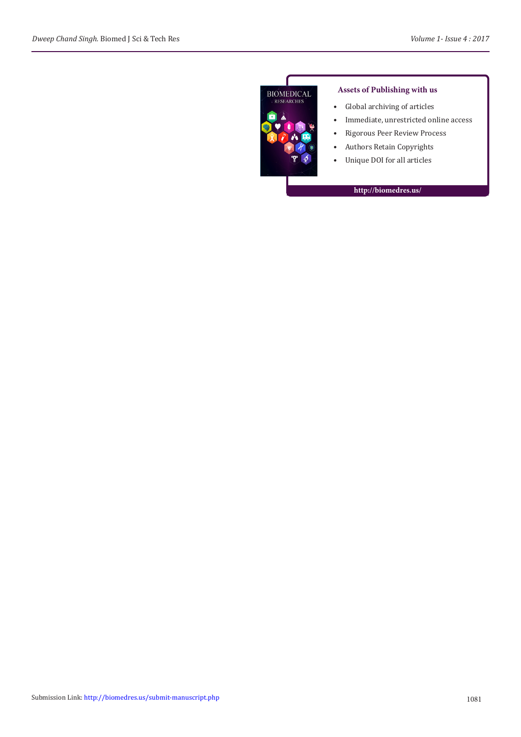### Assets of Publishing with us

- Global archiving of articles
- Immediate, unrestricted online access
- Rigorous Peer Review Process
- Authors Retain Copyrights
- Unique DOI for all articles

**http://biomedres.us/**

Submission Link: http://biomedres.us/submit-manuscript.php